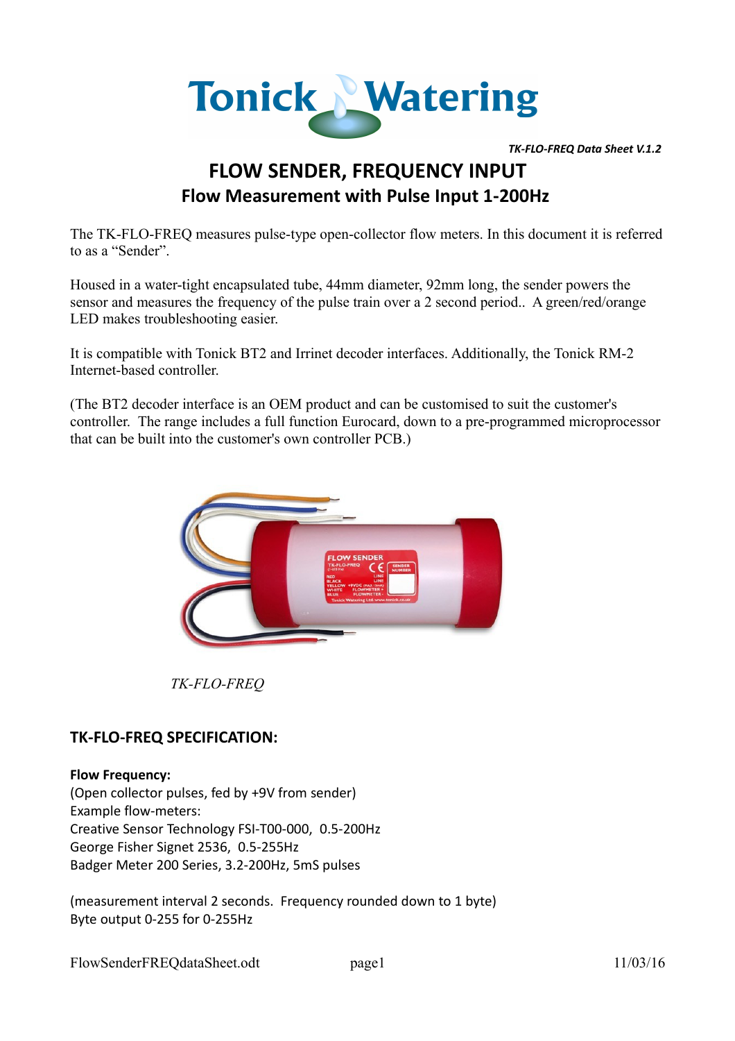*TK-FLO-FREQ Data Sheet V.1.2*

# FLOW SENDER, FREQUENCY INPUT

## Flow Measurement with Pulse Input 1-200Hz

The TK-FLO-FREQ measures pulse-type open-collector flow meters. In this document it is referred to as a "Sender".

Housed in a water-tight encapsulated tube, 44mm diameter, 92mm long, the sender powers the sensor and measures the frequency of the pulse train over a 2 second period.. A green/red/orange LED makes troubleshooting easier.

It is compatible with Tonick BT2 and Irrinet decoder interfaces. Additionally, the Tonick RM-2 Internet-based controller.

(The BT2 decoder interface is an OEM product and can be customised to suit the customer's controller. The range includes a full function Eurocard, down to a pre-programmed microprocessor that can be built into the customer's own controller PCB.)

*TK-FLO-FREQ*

## TK-FLO-FREQ SPECIFICATION:

**Flow Frequency:**
(Open collector pulses, fed by +9V from sender)
Example flow-meters:
Creative Sensor Technology FSI-T00-000, 0.5-200Hz
George Fisher Signet 2536, 0.5-255Hz
Badger Meter 200 Series, 3.2-200Hz, 5mS pulses

(measurement interval 2 seconds. Frequency rounded down to 1 byte)
Byte output 0-255 for 0-255Hz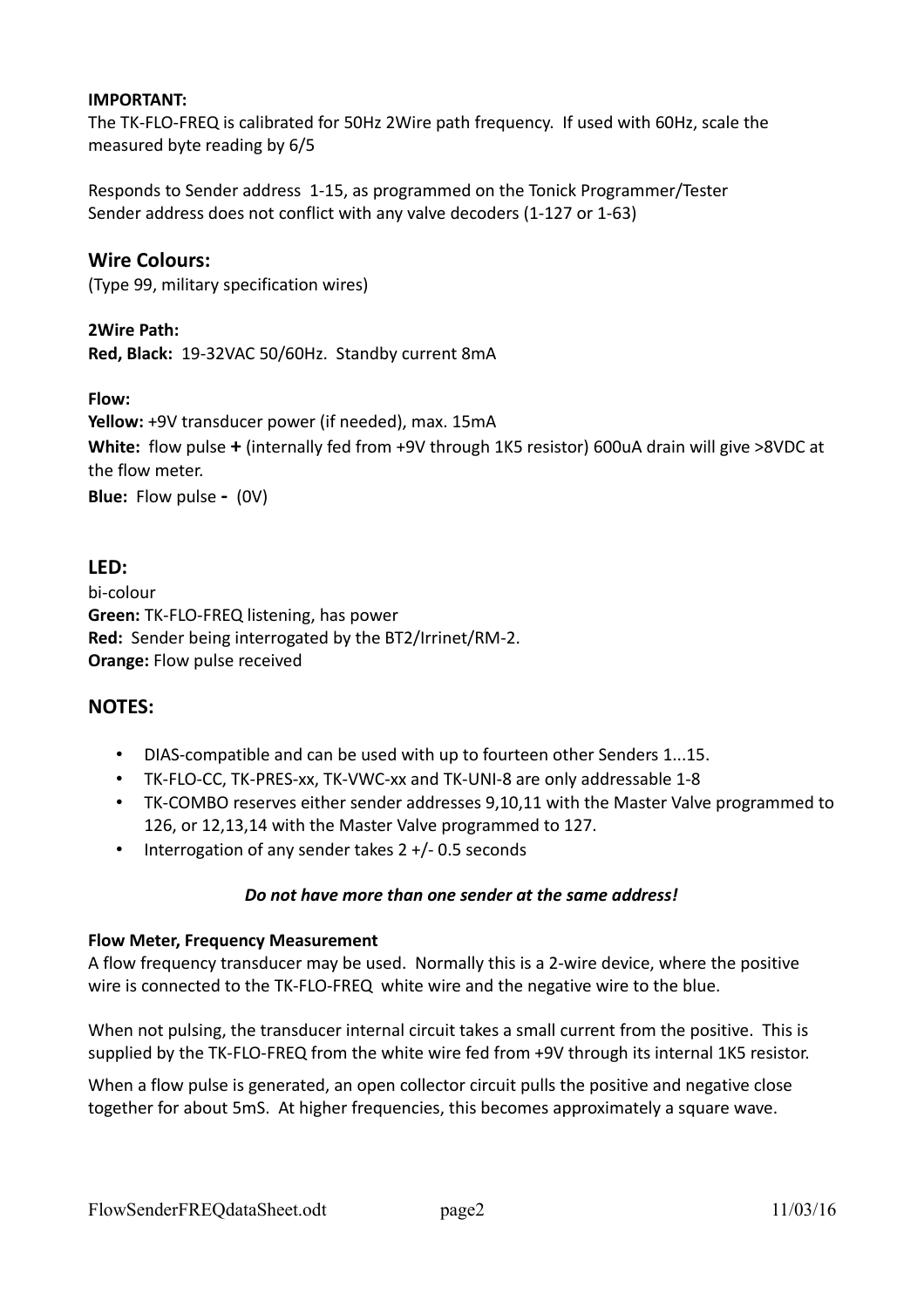**IMPORTANT:**
The TK-FLO-FREQ is calibrated for 50Hz 2Wire path frequency. If used with 60Hz, scale the measured byte reading by 6/5

Responds to Sender address 1-15, as programmed on the Tonick Programmer/Tester
Sender address does not conflict with any valve decoders (1-127 or 1-63)

## Wire Colours:

(Type 99, military specification wires)

**2Wire Path:**
**Red, Black:** 19-32VAC 50/60Hz. Standby current 8mA

**Flow:**
**Yellow:** +9V transducer power (if needed), max. 15mA
**White:** flow pulse **+** (internally fed from +9V through 1K5 resistor) 600uA drain will give >8VDC at the flow meter.
**Blue:** Flow pulse **-** (0V)

## LED:

bi-colour
**Green:** TK-FLO-FREQ listening, has power
**Red:** Sender being interrogated by the BT2/Irrinet/RM-2.
**Orange:** Flow pulse received

## NOTES:

- DIAS-compatible and can be used with up to fourteen other Senders 1...15.
- TK-FLO-CC, TK-PRES-xx, TK-VWC-xx and TK-UNI-8 are only addressable 1-8
- TK-COMBO reserves either sender addresses 9,10,11 with the Master Valve programmed to 126, or 12,13,14 with the Master Valve programmed to 127.
- Interrogation of any sender takes 2 +/- 0.5 seconds

***Do not have more than one sender at the same address!***

**Flow Meter, Frequency Measurement**
A flow frequency transducer may be used. Normally this is a 2-wire device, where the positive wire is connected to the TK-FLO-FREQ white wire and the negative wire to the blue.

When not pulsing, the transducer internal circuit takes a small current from the positive. This is supplied by the TK-FLO-FREQ from the white wire fed from +9V through its internal 1K5 resistor.

When a flow pulse is generated, an open collector circuit pulls the positive and negative close together for about 5mS. At higher frequencies, this becomes approximately a square wave.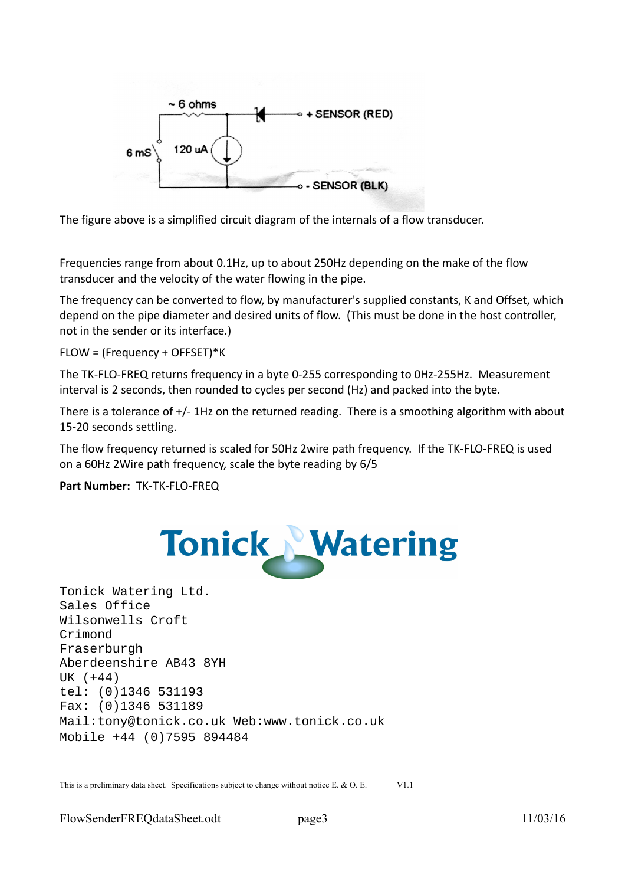~ 6 ohms

+ SENSOR (RED)

6 mS

120 uA

- SENSOR (BLK)

The figure above is a simplified circuit diagram of the internals of a flow transducer.

Frequencies range from about 0.1Hz, up to about 250Hz depending on the make of the flow transducer and the velocity of the water flowing in the pipe.

The frequency can be converted to flow, by manufacturer's supplied constants, K and Offset, which depend on the pipe diameter and desired units of flow. (This must be done in the host controller, not in the sender or its interface.)

FLOW = (Frequency + OFFSET)*K

The TK-FLO-FREQ returns frequency in a byte 0-255 corresponding to 0Hz-255Hz. Measurement interval is 2 seconds, then rounded to cycles per second (Hz) and packed into the byte.

There is a tolerance of +/- 1Hz on the returned reading. There is a smoothing algorithm with about 15-20 seconds settling.

The flow frequency returned is scaled for 50Hz 2wire path frequency. If the TK-FLO-FREQ is used on a 60Hz 2Wire path frequency, scale the byte reading by 6/5

**Part Number:** TK-TK-FLO-FREQ

Tonick Watering

```
Tonick Watering Ltd.
Sales Office
Wilsonwells Croft
Crimond
Fraserburgh
Aberdeenshire AB43 8YH
UK (+44)
tel: (0)1346 531193
Fax: (0)1346 531189
Mail:tony@tonick.co.uk Web:www.tonick.co.uk
Mobile +44 (0)7595 894484
```

This is a preliminary data sheet. Specifications subject to change without notice E. & O. E. V1.1